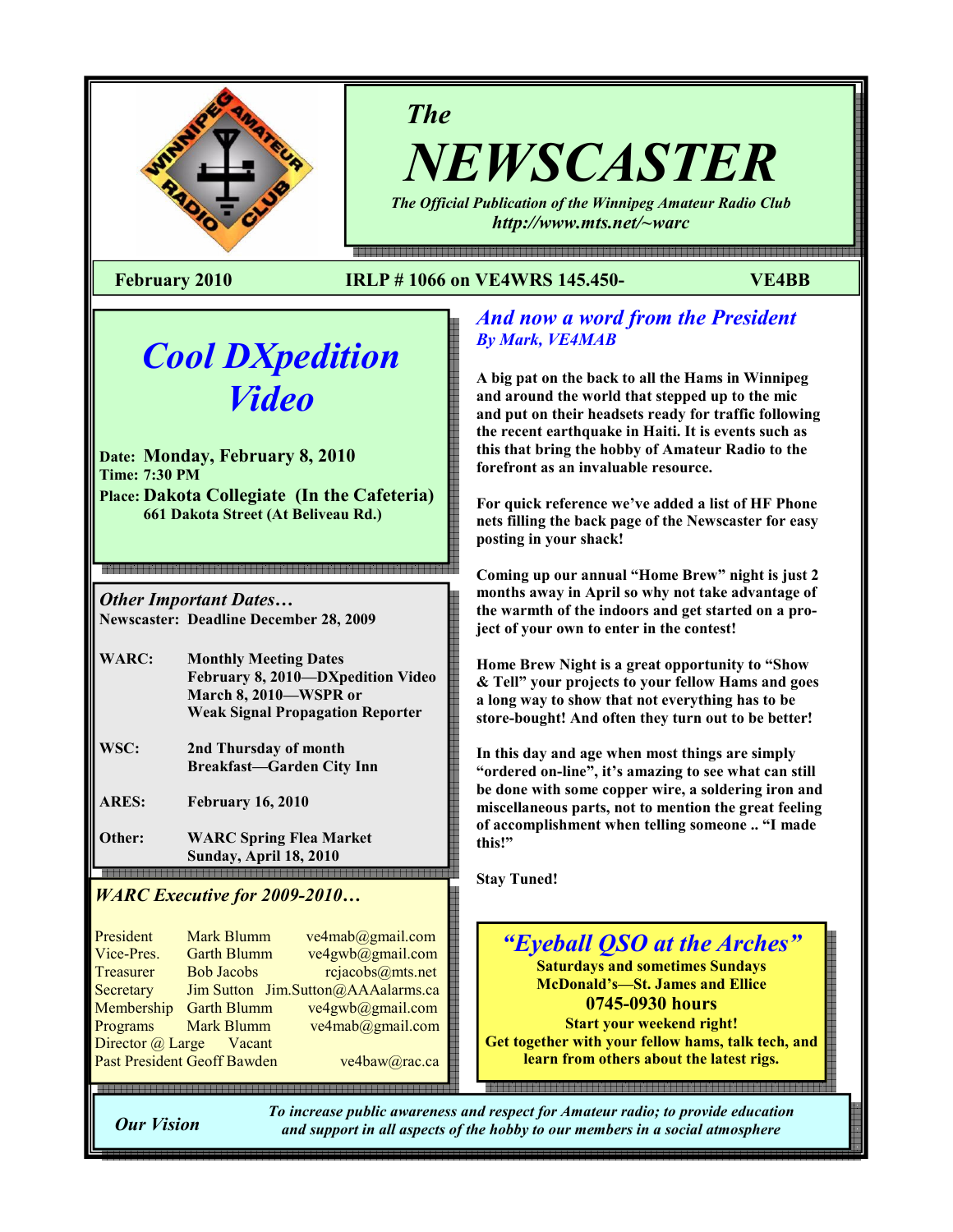# *The* NEWSCASTER

*The Official Publication of the Winnipeg Amateur Radio Club*
***http://www.mts.net/~warc***

**February 2010** **IRLP # 1066 on VE4WRS 145.450-** **VE4BB**

## *Cool DXpedition Video*

**Date: Monday, February 8, 2010**
**Time: 7:30 PM**
**Place: Dakota Collegiate (In the Cafeteria)**
**661 Dakota Street (At Beliveau Rd.)**

### *Other Important Dates…*

**Newscaster: Deadline December 28, 2009**

**WARC:** **Monthly Meeting Dates**
**February 8, 2010—DXpedition Video**
**March 8, 2010—WSPR or Weak Signal Propagation Reporter**

**WSC:** **2nd Thursday of month**
**Breakfast—Garden City Inn**

**ARES:** **February 16, 2010**

**Other:** **WARC Spring Flea Market**
**Sunday, April 18, 2010**

### *WARC Executive for 2009-2010…*

| Position | Name | Email |
|---|---|---|
| President | Mark Blumm | ve4mab@gmail.com |
| Vice-Pres. | Garth Blumm | ve4gwb@gmail.com |
| Treasurer | Bob Jacobs | rcjacobs@mts.net |
| Secretary | Jim Sutton | Jim.Sutton@AAAalarms.ca |
| Membership | Garth Blumm | ve4gwb@gmail.com |
| Programs | Mark Blumm | ve4mab@gmail.com |
| Director @ Large | Vacant | |
| Past President | Geoff Bawden | ve4baw@rac.ca |

## *And now a word from the President*

***By Mark, VE4MAB***

**A big pat on the back to all the Hams in Winnipeg and around the world that stepped up to the mic and put on their headsets ready for traffic following the recent earthquake in Haiti. It is events such as this that bring the hobby of Amateur Radio to the forefront as an invaluable resource.**

**For quick reference we've added a list of HF Phone nets filling the back page of the Newscaster for easy posting in your shack!**

**Coming up our annual "Home Brew" night is just 2 months away in April so why not take advantage of the warmth of the indoors and get started on a project of your own to enter in the contest!**

**Home Brew Night is a great opportunity to "Show & Tell" your projects to your fellow Hams and goes a long way to show that not everything has to be store-bought! And often they turn out to be better!**

**In this day and age when most things are simply "ordered on-line", it's amazing to see what can still be done with some copper wire, a soldering iron and miscellaneous parts, not to mention the great feeling of accomplishment when telling someone .. "I made this!"**

**Stay Tuned!**

## *"Eyeball QSO at the Arches"*

**Saturdays and sometimes Sundays**
**McDonald's—St. James and Ellice**
**0745-0930 hours**
**Start your weekend right!**
**Get together with your fellow hams, talk tech, and learn from others about the latest rigs.**

***Our Vision*** ***To increase public awareness and respect for Amateur radio; to provide education and support in all aspects of the hobby to our members in a social atmosphere***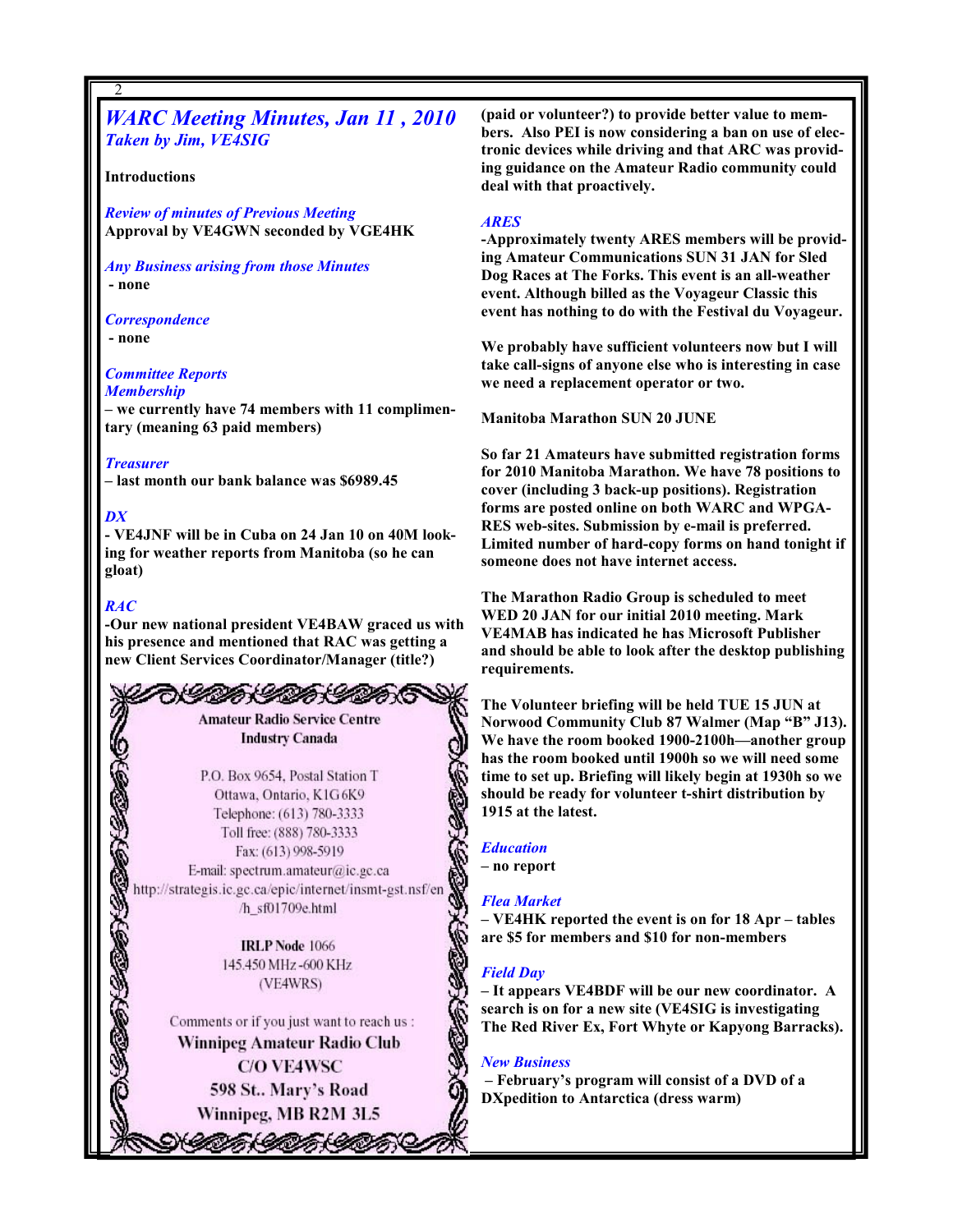## *WARC Meeting Minutes, Jan 11 , 2010*

***Taken by Jim, VE4SIG***

**Introductions**

***Review of minutes of Previous Meeting***

**Approval by VE4GWN seconded by VGE4HK**

***Any Business arising from those Minutes***

**- none**

***Correspondence***

**- none**

***Committee Reports***

***Membership***

**– we currently have 74 members with 11 complimentary (meaning 63 paid members)**

***Treasurer***

**– last month our bank balance was $6989.45**

***DX***

**- VE4JNF will be in Cuba on 24 Jan 10 on 40M looking for weather reports from Manitoba (so he can gloat)**

***RAC***

**-Our new national president VE4BAW graced us with his presence and mentioned that RAC was getting a new Client Services Coordinator/Manager (title?) (paid or volunteer?) to provide better value to members. Also PEI is now considering a ban on use of electronic devices while driving and that ARC was providing guidance on the Amateur Radio community could deal with that proactively.**

> **Amateur Radio Service Centre**
> **Industry Canada**
>
> P.O. Box 9654, Postal Station T
> Ottawa, Ontario, K1G 6K9
> Telephone: (613) 780-3333
> Toll free: (888) 780-3333
> Fax: (613) 998-5919
> E-mail: spectrum.amateur@ic.gc.ca
> http://strategis.ic.gc.ca/epic/internet/insmt-gst.nsf/en/h_sf01709e.html
>
> **IRLP Node** 1066
> 145.450 MHz -600 KHz
> (VE4WRS)
>
> Comments or if you just want to reach us :
> **Winnipeg Amateur Radio Club**
> **C/O VE4WSC**
> **598 St.. Mary's Road**
> **Winnipeg, MB R2M 3L5**

***ARES***

**-Approximately twenty ARES members will be providing Amateur Communications SUN 31 JAN for Sled Dog Races at The Forks. This event is an all-weather event. Although billed as the Voyageur Classic this event has nothing to do with the Festival du Voyageur.**

**We probably have sufficient volunteers now but I will take call-signs of anyone else who is interesting in case we need a replacement operator or two.**

**Manitoba Marathon SUN 20 JUNE**

**So far 21 Amateurs have submitted registration forms for 2010 Manitoba Marathon. We have 78 positions to cover (including 3 back-up positions). Registration forms are posted online on both WARC and WPGA-RES web-sites. Submission by e-mail is preferred. Limited number of hard-copy forms on hand tonight if someone does not have internet access.**

**The Marathon Radio Group is scheduled to meet WED 20 JAN for our initial 2010 meeting. Mark VE4MAB has indicated he has Microsoft Publisher and should be able to look after the desktop publishing requirements.**

**The Volunteer briefing will be held TUE 15 JUN at Norwood Community Club 87 Walmer (Map "B" J13). We have the room booked 1900-2100h—another group has the room booked until 1900h so we will need some time to set up. Briefing will likely begin at 1930h so we should be ready for volunteer t-shirt distribution by 1915 at the latest.**

***Education***

**– no report**

***Flea Market***

**– VE4HK reported the event is on for 18 Apr – tables are $5 for members and $10 for non-members**

***Field Day***

**– It appears VE4BDF will be our new coordinator. A search is on for a new site (VE4SIG is investigating The Red River Ex, Fort Whyte or Kapyong Barracks).**

***New Business***

**– February's program will consist of a DVD of a DXpedition to Antarctica (dress warm)**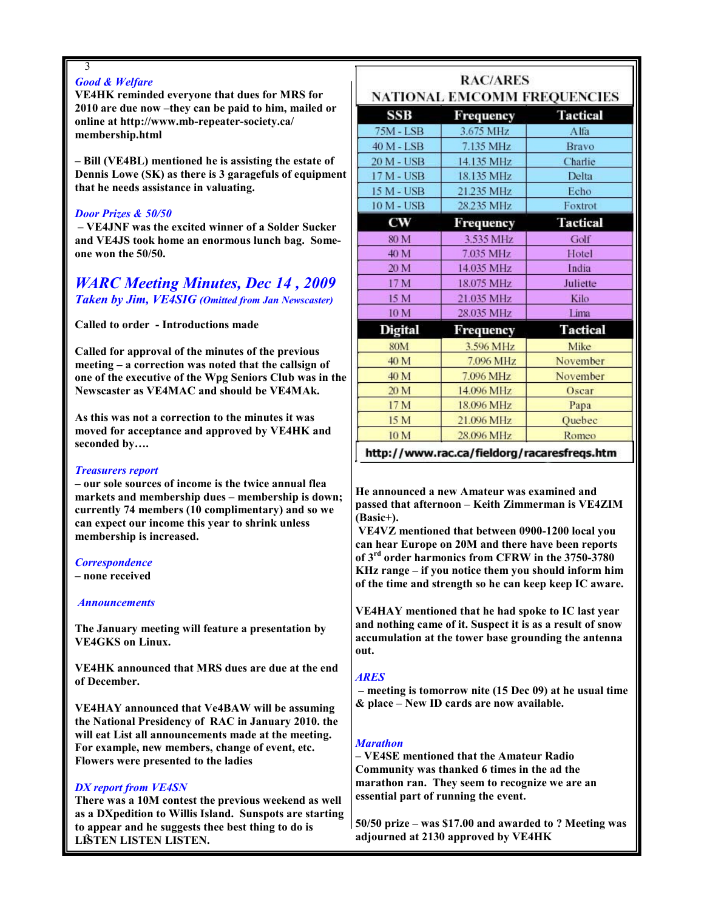*Good & Welfare*

**VE4HK reminded everyone that dues for MRS for 2010 are due now –they can be paid to him, mailed or online at http://www.mb-repeater-society.ca/membership.html**

**– Bill (VE4BL) mentioned he is assisting the estate of Dennis Lowe (SK) as there is 3 garagefuls of equipment that he needs assistance in valuating.**

*Door Prizes & 50/50*

**– VE4JNF was the excited winner of a Solder Sucker and VE4JS took home an enormous lunch bag. Some-one won the 50/50.**

## *WARC Meeting Minutes, Dec 14 , 2009*

*Taken by Jim, VE4SIG (Omitted from Jan Newscaster)*

**Called to order - Introductions made**

**Called for approval of the minutes of the previous meeting – a correction was noted that the callsign of one of the executive of the Wpg Seniors Club was in the Newscaster as VE4MAC and should be VE4MAk.**

**As this was not a correction to the minutes it was moved for acceptance and approved by VE4HK and seconded by….**

*Treasurers report*

**– our sole sources of income is the twice annual flea markets and membership dues – membership is down; currently 74 members (10 complimentary) and so we can expect our income this year to shrink unless membership is increased.**

*Correspondence*

**– none received**

*Announcements*

**The January meeting will feature a presentation by VE4GKS on Linux.**

**VE4HK announced that MRS dues are due at the end of December.**

**VE4HAY announced that Ve4BAW will be assuming the National Presidency of RAC in January 2010. the will eat List all announcements made at the meeting. For example, new members, change of event, etc. Flowers were presented to the ladies**

*DX report from VE4SN*

**There was a 10M contest the previous weekend as well as a DXpedition to Willis Island. Sunspots are starting to appear and he suggests thee best thing to do is LISTEN LISTEN LISTEN.**

**RAC/ARES NATIONAL EMCOMM FREQUENCIES**

| SSB | Frequency | Tactical |
|---|---|---|
| 75M - LSB | 3.675 MHz | Alfa |
| 40 M - LSB | 7.135 MHz | Bravo |
| 20 M - USB | 14.135 MHz | Charlie |
| 17 M - USB | 18.135 MHz | Delta |
| 15 M - USB | 21.235 MHz | Echo |
| 10 M - USB | 28.235 MHz | Foxtrot |
| **CW** | **Frequency** | **Tactical** |
| 80 M | 3.535 MHz | Golf |
| 40 M | 7.035 MHz | Hotel |
| 20 M | 14.035 MHz | India |
| 17 M | 18.075 MHz | Juliette |
| 15 M | 21.035 MHz | Kilo |
| 10 M | 28.035 MHz | Lima |
| **Digital** | **Frequency** | **Tactical** |
| 80M | 3.596 MHz | Mike |
| 40 M | 7.096 MHz | November |
| 40 M | 7.096 MHz | November |
| 20 M | 14.096 MHz | Oscar |
| 17 M | 18.096 MHz | Papa |
| 15 M | 21.096 MHz | Quebec |
| 10 M | 28.096 MHz | Romeo |

**http://www.rac.ca/fieldorg/racaresfreqs.htm**

**He announced a new Amateur was examined and passed that afternoon – Keith Zimmerman is VE4ZIM (Basic+).**

**VE4VZ mentioned that between 0900-1200 local you can hear Europe on 20M and there have been reports of 3rd order harmonics from CFRW in the 3750-3780 KHz range – if you notice them you should inform him of the time and strength so he can keep keep IC aware.**

**VE4HAY mentioned that he had spoke to IC last year and nothing came of it. Suspect it is as a result of snow accumulation at the tower base grounding the antenna out.**

*ARES*

**– meeting is tomorrow nite (15 Dec 09) at he usual time & place – New ID cards are now available.**

*Marathon*

**– VE4SE mentioned that the Amateur Radio Community was thanked 6 times in the ad the marathon ran. They seem to recognize we are an essential part of running the event.**

**50/50 prize – was $17.00 and awarded to ? Meeting was adjourned at 2130 approved by VE4HK**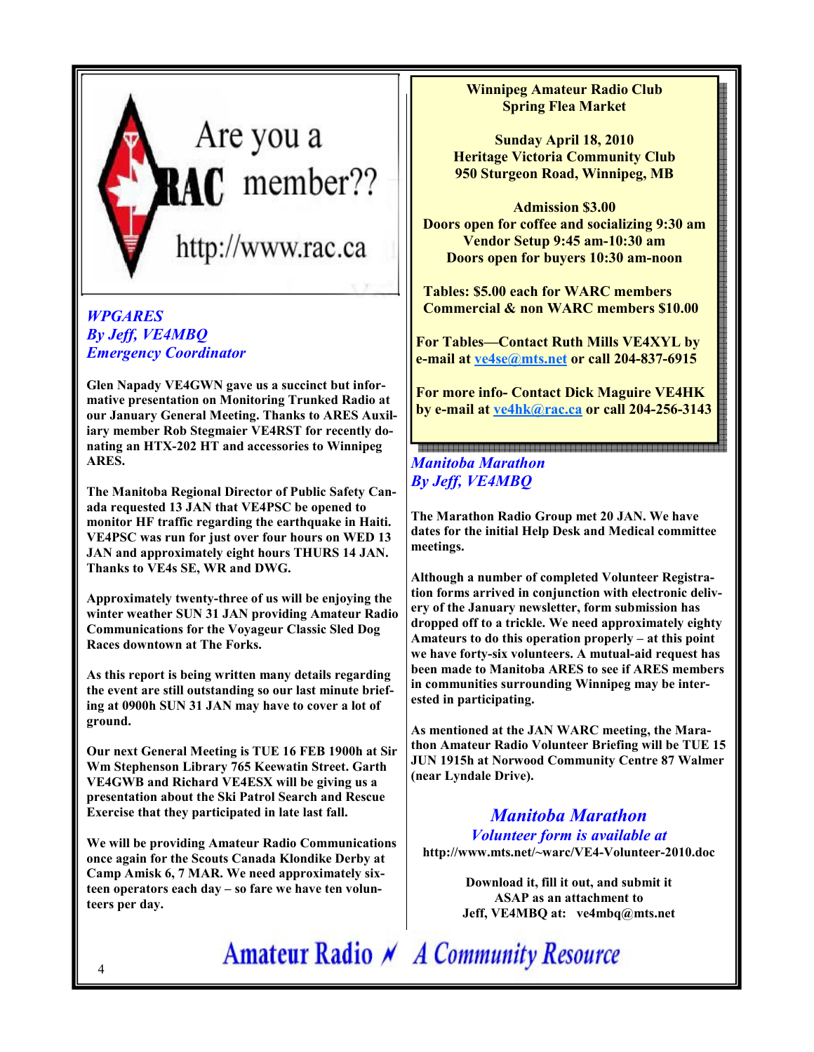Are you a RAC member??

http://www.rac.ca

## *WPGARES*
### *By Jeff, VE4MBQ*
### *Emergency Coordinator*

**Glen Napady VE4GWN gave us a succinct but informative presentation on Monitoring Trunked Radio at our January General Meeting. Thanks to ARES Auxiliary member Rob Stegmaier VE4RST for recently donating an HTX-202 HT and accessories to Winnipeg ARES.**

**The Manitoba Regional Director of Public Safety Canada requested 13 JAN that VE4PSC be opened to monitor HF traffic regarding the earthquake in Haiti. VE4PSC was run for just over four hours on WED 13 JAN and approximately eight hours THURS 14 JAN. Thanks to VE4s SE, WR and DWG.**

**Approximately twenty-three of us will be enjoying the winter weather SUN 31 JAN providing Amateur Radio Communications for the Voyageur Classic Sled Dog Races downtown at The Forks.**

**As this report is being written many details regarding the event are still outstanding so our last minute briefing at 0900h SUN 31 JAN may have to cover a lot of ground.**

**Our next General Meeting is TUE 16 FEB 1900h at Sir Wm Stephenson Library 765 Keewatin Street. Garth VE4GWB and Richard VE4ESX will be giving us a presentation about the Ski Patrol Search and Rescue Exercise that they participated in late last fall.**

**We will be providing Amateur Radio Communications once again for the Scouts Canada Klondike Derby at Camp Amisk 6, 7 MAR. We need approximately sixteen operators each day – so fare we have ten volunteers per day.**

**Winnipeg Amateur Radio Club**
**Spring Flea Market**

**Sunday April 18, 2010**
**Heritage Victoria Community Club**
**950 Sturgeon Road, Winnipeg, MB**

**Admission $3.00**
**Doors open for coffee and socializing 9:30 am**
**Vendor Setup 9:45 am-10:30 am**
**Doors open for buyers 10:30 am-noon**

**Tables: $5.00 each for WARC members**
**Commercial & non WARC members $10.00**

**For Tables—Contact Ruth Mills VE4XYL by e-mail at ve4se@mts.net or call 204-837-6915**

**For more info- Contact Dick Maguire VE4HK by e-mail at ve4hk@rac.ca or call 204-256-3143**

## *Manitoba Marathon*
### *By Jeff, VE4MBQ*

**The Marathon Radio Group met 20 JAN. We have dates for the initial Help Desk and Medical committee meetings.**

**Although a number of completed Volunteer Registration forms arrived in conjunction with electronic delivery of the January newsletter, form submission has dropped off to a trickle. We need approximately eighty Amateurs to do this operation properly – at this point we have forty-six volunteers. A mutual-aid request has been made to Manitoba ARES to see if ARES members in communities surrounding Winnipeg may be interested in participating.**

**As mentioned at the JAN WARC meeting, the Marathon Amateur Radio Volunteer Briefing will be TUE 15 JUN 1915h at Norwood Community Centre 87 Walmer (near Lyndale Drive).**

## *Manitoba Marathon*
### *Volunteer form is available at*
**http://www.mts.net/~warc/VE4-Volunteer-2010.doc**

**Download it, fill it out, and submit it ASAP as an attachment to Jeff, VE4MBQ at: ve4mbq@mts.net**

Amateur Radio — A Community Resource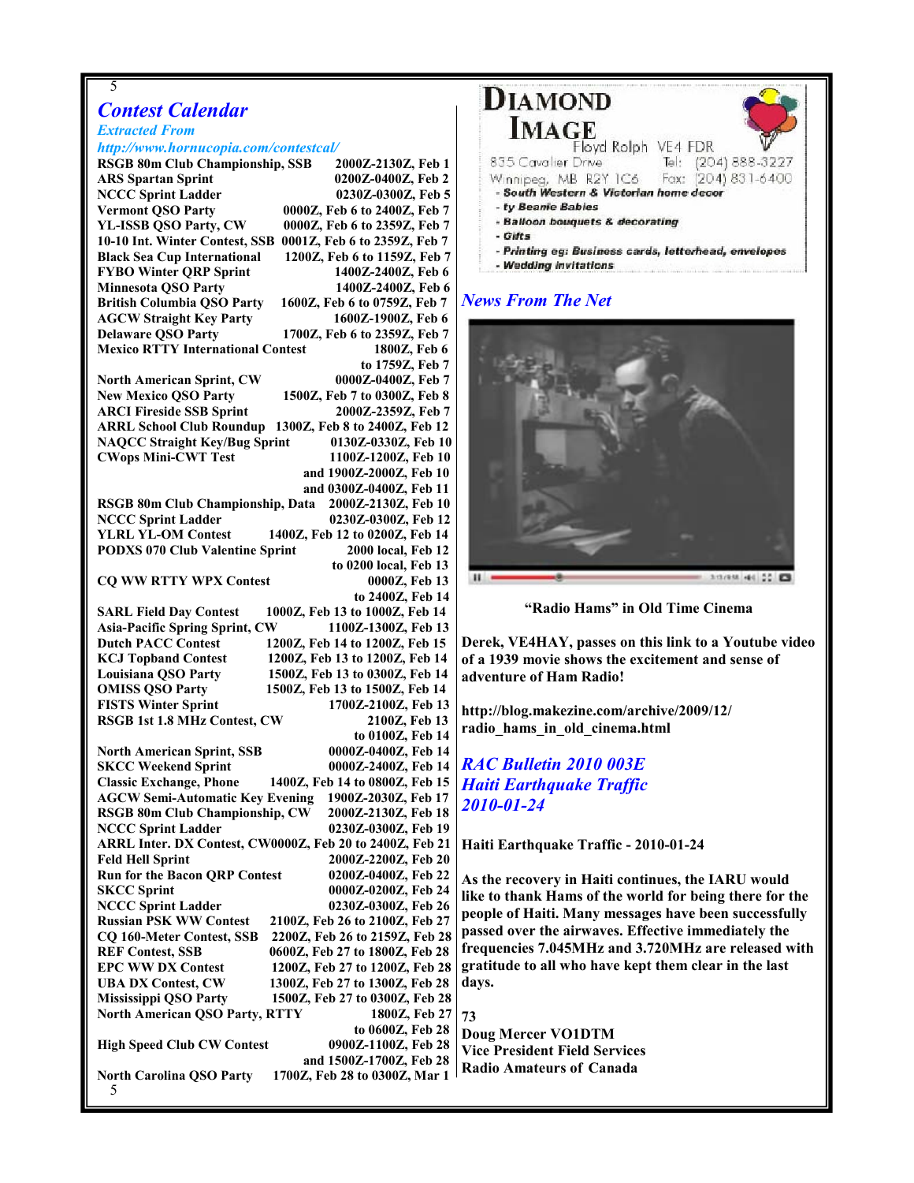## *Contest Calendar*

*Extracted From*
*http://www.hornucopia.com/contestcal/*

| Contest | Time |
|---|---|
| **RSGB 80m Club Championship, SSB** | **2000Z-2130Z, Feb 1** |
| **ARS Spartan Sprint** | **0200Z-0400Z, Feb 2** |
| **NCCC Sprint Ladder** | **0230Z-0300Z, Feb 5** |
| **Vermont QSO Party** | **0000Z, Feb 6 to 2400Z, Feb 7** |
| **YL-ISSB QSO Party, CW** | **0000Z, Feb 6 to 2359Z, Feb 7** |
| **10-10 Int. Winter Contest, SSB** | **0001Z, Feb 6 to 2359Z, Feb 7** |
| **Black Sea Cup International** | **1200Z, Feb 6 to 1159Z, Feb 7** |
| **FYBO Winter QRP Sprint** | **1400Z-2400Z, Feb 6** |
| **Minnesota QSO Party** | **1400Z-2400Z, Feb 6** |
| **British Columbia QSO Party** | **1600Z, Feb 6 to 0759Z, Feb 7** |
| **AGCW Straight Key Party** | **1600Z-1900Z, Feb 6** |
| **Delaware QSO Party** | **1700Z, Feb 6 to 2359Z, Feb 7** |
| **Mexico RTTY International Contest** | **1800Z, Feb 6 to 1759Z, Feb 7** |
| **North American Sprint, CW** | **0000Z-0400Z, Feb 7** |
| **New Mexico QSO Party** | **1500Z, Feb 7 to 0300Z, Feb 8** |
| **ARCI Fireside SSB Sprint** | **2000Z-2359Z, Feb 7** |
| **ARRL School Club Roundup** | **1300Z, Feb 8 to 2400Z, Feb 12** |
| **NAQCC Straight Key/Bug Sprint** | **0130Z-0330Z, Feb 10** |
| **CWops Mini-CWT Test** | **1100Z-1200Z, Feb 10 and 1900Z-2000Z, Feb 10 and 0300Z-0400Z, Feb 11** |
| **RSGB 80m Club Championship, Data** | **2000Z-2130Z, Feb 10** |
| **NCCC Sprint Ladder** | **0230Z-0300Z, Feb 12** |
| **YLRL YL-OM Contest** | **1400Z, Feb 12 to 0200Z, Feb 14** |
| **PODXS 070 Club Valentine Sprint** | **2000 local, Feb 12 to 0200 local, Feb 13** |
| **CQ WW RTTY WPX Contest** | **0000Z, Feb 13 to 2400Z, Feb 14** |
| **SARL Field Day Contest** | **1000Z, Feb 13 to 1000Z, Feb 14** |
| **Asia-Pacific Spring Sprint, CW** | **1100Z-1300Z, Feb 13** |
| **Dutch PACC Contest** | **1200Z, Feb 14 to 1200Z, Feb 15** |
| **KCJ Topband Contest** | **1200Z, Feb 13 to 1200Z, Feb 14** |
| **Louisiana QSO Party** | **1500Z, Feb 13 to 0300Z, Feb 14** |
| **OMISS QSO Party** | **1500Z, Feb 13 to 1500Z, Feb 14** |
| **FISTS Winter Sprint** | **1700Z-2100Z, Feb 13** |
| **RSGB 1st 1.8 MHz Contest, CW** | **2100Z, Feb 13 to 0100Z, Feb 14** |
| **North American Sprint, SSB** | **0000Z-0400Z, Feb 14** |
| **SKCC Weekend Sprint** | **0000Z-2400Z, Feb 14** |
| **Classic Exchange, Phone** | **1400Z, Feb 14 to 0800Z, Feb 15** |
| **AGCW Semi-Automatic Key Evening** | **1900Z-2030Z, Feb 17** |
| **RSGB 80m Club Championship, CW** | **2000Z-2130Z, Feb 18** |
| **NCCC Sprint Ladder** | **0230Z-0300Z, Feb 19** |
| **ARRL Inter. DX Contest, CW** | **0000Z, Feb 20 to 2400Z, Feb 21** |
| **Feld Hell Sprint** | **2000Z-2200Z, Feb 20** |
| **Run for the Bacon QRP Contest** | **0200Z-0400Z, Feb 22** |
| **SKCC Sprint** | **0000Z-0200Z, Feb 24** |
| **NCCC Sprint Ladder** | **0230Z-0300Z, Feb 26** |
| **Russian PSK WW Contest** | **2100Z, Feb 26 to 2100Z, Feb 27** |
| **CQ 160-Meter Contest, SSB** | **2200Z, Feb 26 to 2159Z, Feb 28** |
| **REF Contest, SSB** | **0600Z, Feb 27 to 1800Z, Feb 28** |
| **EPC WW DX Contest** | **1200Z, Feb 27 to 1200Z, Feb 28** |
| **UBA DX Contest, CW** | **1300Z, Feb 27 to 1300Z, Feb 28** |
| **Mississippi QSO Party** | **1500Z, Feb 27 to 0300Z, Feb 28** |
| **North American QSO Party, RTTY** | **1800Z, Feb 27 to 0600Z, Feb 28** |
| **High Speed Club CW Contest** | **0900Z-1100Z, Feb 28 and 1500Z-1700Z, Feb 28** |
| **North Carolina QSO Party** | **1700Z, Feb 28 to 0300Z, Mar 1** |

**DIAMOND IMAGE**
Floyd Rolph VE4 FDR
835 Cavalier Drive Tel: (204) 888-3227
Winnipeg, MB R2Y 1C6 Fax: (204) 831-6400
- South Western & Victorian home decor
- ty Beanie Babies
- Balloon bouquets & decorating
- Gifts
- Printing eg: Business cards, letterhead, envelopes
- Wedding invitations

## *News From The Net*

**"Radio Hams" in Old Time Cinema**

**Derek, VE4HAY, passes on this link to a Youtube video of a 1939 movie shows the excitement and sense of adventure of Ham Radio!**

**http://blog.makezine.com/archive/2009/12/radio_hams_in_old_cinema.html**

## *RAC Bulletin 2010 003E Haiti Earthquake Traffic 2010-01-24*

**Haiti Earthquake Traffic - 2010-01-24**

**As the recovery in Haiti continues, the IARU would like to thank Hams of the world for being there for the people of Haiti. Many messages have been successfully passed over the airwaves. Effective immediately the frequencies 7.045MHz and 3.720MHz are released with gratitude to all who have kept them clear in the last days.**

**73**
**Doug Mercer VO1DTM**
**Vice President Field Services**
**Radio Amateurs of Canada**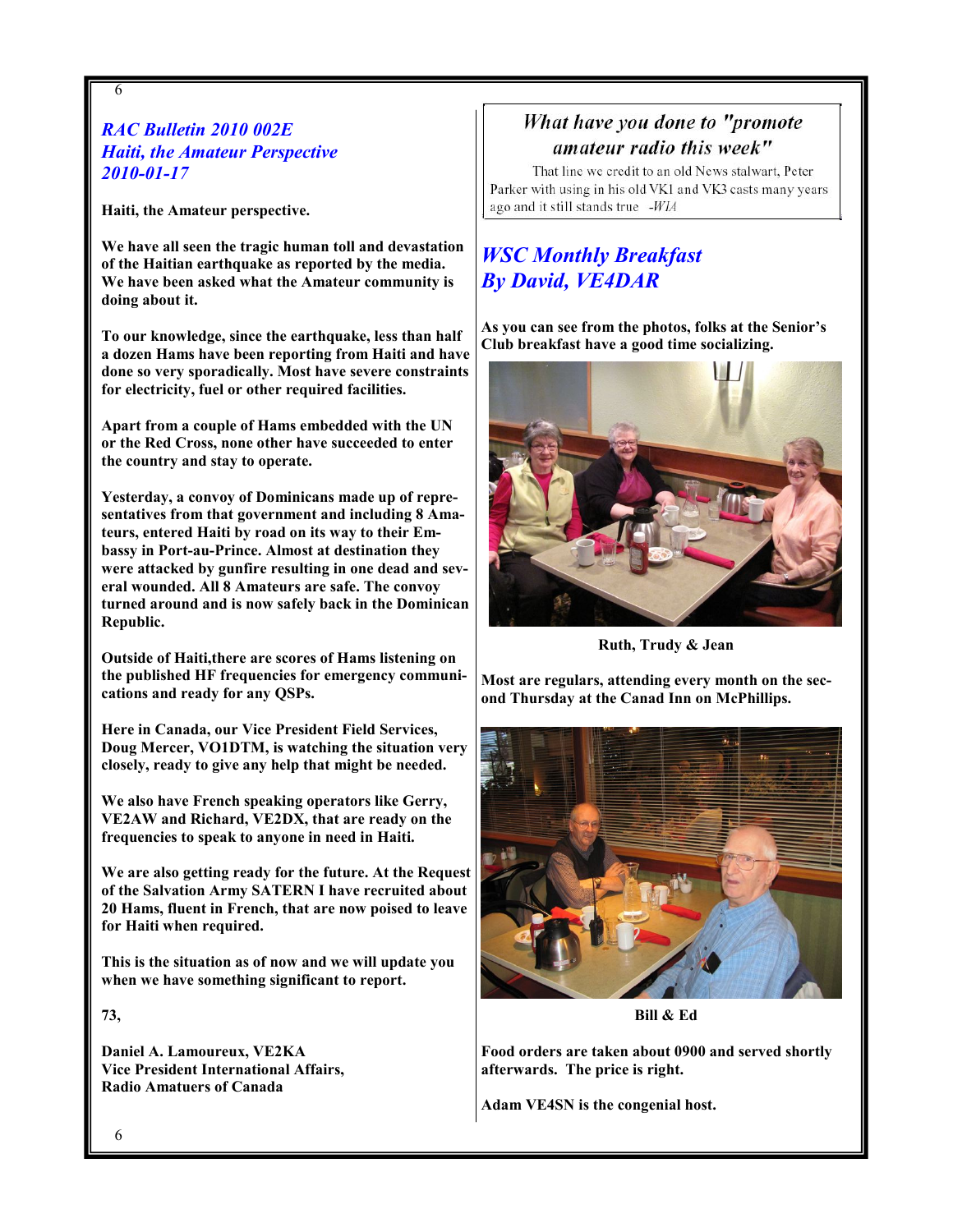## *RAC Bulletin 2010 002E*
## *Haiti, the Amateur Perspective*
## *2010-01-17*

**Haiti, the Amateur perspective.**

**We have all seen the tragic human toll and devastation of the Haitian earthquake as reported by the media. We have been asked what the Amateur community is doing about it.**

**To our knowledge, since the earthquake, less than half a dozen Hams have been reporting from Haiti and have done so very sporadically. Most have severe constraints for electricity, fuel or other required facilities.**

**Apart from a couple of Hams embedded with the UN or the Red Cross, none other have succeeded to enter the country and stay to operate.**

**Yesterday, a convoy of Dominicans made up of representatives from that government and including 8 Amateurs, entered Haiti by road on its way to their Embassy in Port-au-Prince. Almost at destination they were attacked by gunfire resulting in one dead and several wounded. All 8 Amateurs are safe. The convoy turned around and is now safely back in the Dominican Republic.**

**Outside of Haiti,there are scores of Hams listening on the published HF frequencies for emergency communications and ready for any QSPs.**

**Here in Canada, our Vice President Field Services, Doug Mercer, VO1DTM, is watching the situation very closely, ready to give any help that might be needed.**

**We also have French speaking operators like Gerry, VE2AW and Richard, VE2DX, that are ready on the frequencies to speak to anyone in need in Haiti.**

**We are also getting ready for the future. At the Request of the Salvation Army SATERN I have recruited about 20 Hams, fluent in French, that are now poised to leave for Haiti when required.**

**This is the situation as of now and we will update you when we have something significant to report.**

**73,**

**Daniel A. Lamoureux, VE2KA**
**Vice President International Affairs,**
**Radio Amatuers of Canada**

*What have you done to "promote amateur radio this week"*

That line we credit to an old News stalwart, Peter Parker with using in his old VK1 and VK3 casts many years ago and it still stands true -*WIA*

## *WSC Monthly Breakfast*
## *By David, VE4DAR*

**As you can see from the photos, folks at the Senior's Club breakfast have a good time socializing.**

**Ruth, Trudy & Jean**

**Most are regulars, attending every month on the second Thursday at the Canad Inn on McPhillips.**

**Bill & Ed**

**Food orders are taken about 0900 and served shortly afterwards. The price is right.**

**Adam VE4SN is the congenial host.**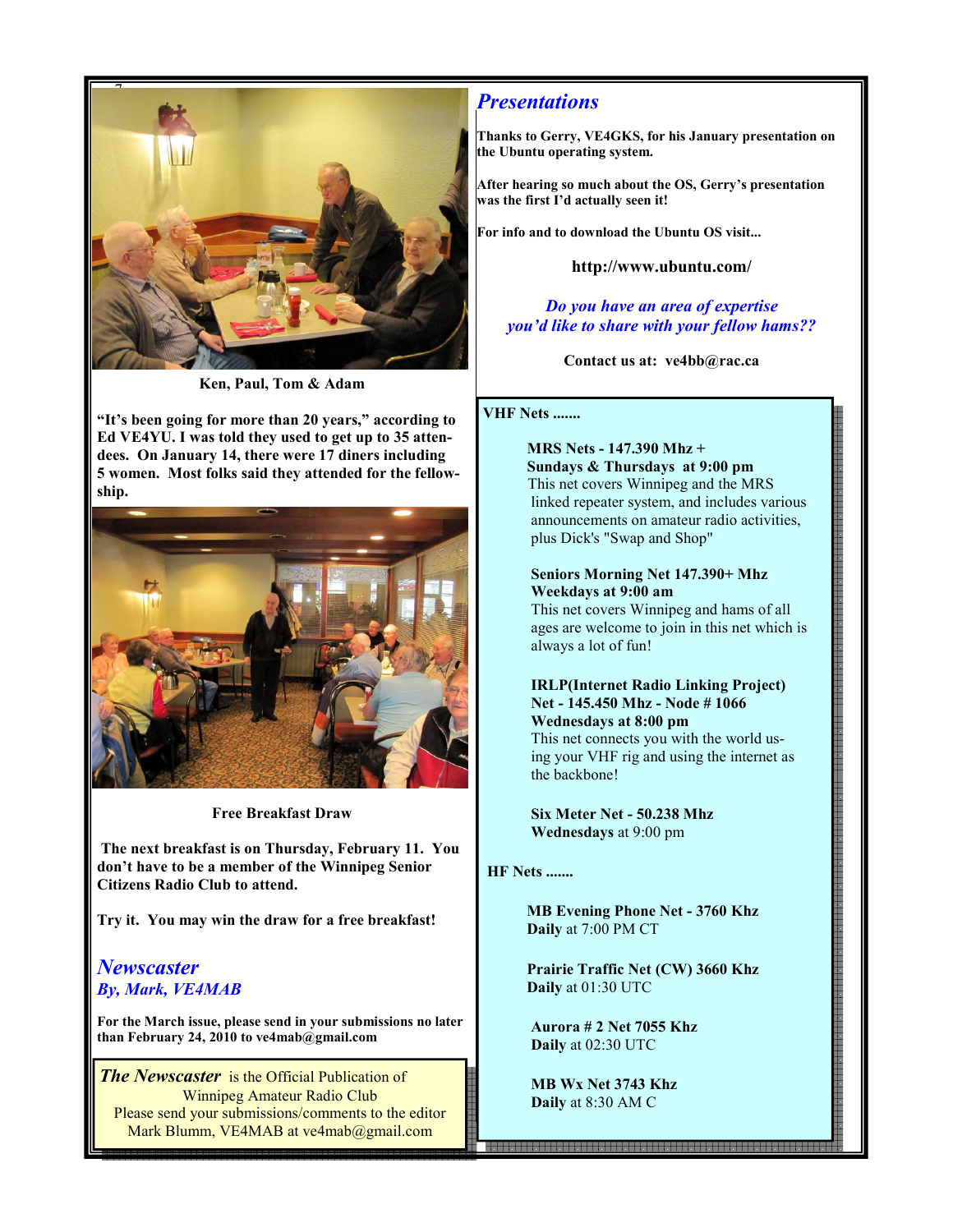Ken, Paul, Tom & Adam

**"It's been going for more than 20 years," according to Ed VE4YU. I was told they used to get up to 35 attendees. On January 14, there were 17 diners including 5 women. Most folks said they attended for the fellowship.**

**Free Breakfast Draw**

**The next breakfast is on Thursday, February 11. You don't have to be a member of the Winnipeg Senior Citizens Radio Club to attend.**

**Try it. You may win the draw for a free breakfast!**

## *Newscaster*
### *By, Mark, VE4MAB*

**For the March issue, please send in your submissions no later than February 24, 2010 to ve4mab@gmail.com**

***The Newscaster*** is the Official Publication of Winnipeg Amateur Radio Club
Please send your submissions/comments to the editor
Mark Blumm, VE4MAB at ve4mab@gmail.com

## *Presentations*

**Thanks to Gerry, VE4GKS, for his January presentation on the Ubuntu operating system.**

**After hearing so much about the OS, Gerry's presentation was the first I'd actually seen it!**

**For info and to download the Ubuntu OS visit...**

**http://www.ubuntu.com/**

*Do you have an area of expertise you'd like to share with your fellow hams??*

**Contact us at: ve4bb@rac.ca**

**VHF Nets .......**

**MRS Nets - 147.390 Mhz +**
**Sundays & Thursdays at 9:00 pm**
This net covers Winnipeg and the MRS linked repeater system, and includes various announcements on amateur radio activities, plus Dick's "Swap and Shop"

**Seniors Morning Net 147.390+ Mhz**
**Weekdays at 9:00 am**
This net covers Winnipeg and hams of all ages are welcome to join in this net which is always a lot of fun!

**IRLP(Internet Radio Linking Project) Net - 145.450 Mhz - Node # 1066**
**Wednesdays at 8:00 pm**
This net connects you with the world using your VHF rig and using the internet as the backbone!

**Six Meter Net - 50.238 Mhz**
**Wednesdays** at 9:00 pm

**HF Nets .......**

**MB Evening Phone Net - 3760 Khz**
**Daily** at 7:00 PM CT

**Prairie Traffic Net (CW) 3660 Khz**
**Daily** at 01:30 UTC

**Aurora # 2 Net 7055 Khz**
**Daily** at 02:30 UTC

**MB Wx Net 3743 Khz**
**Daily** at 8:30 AM C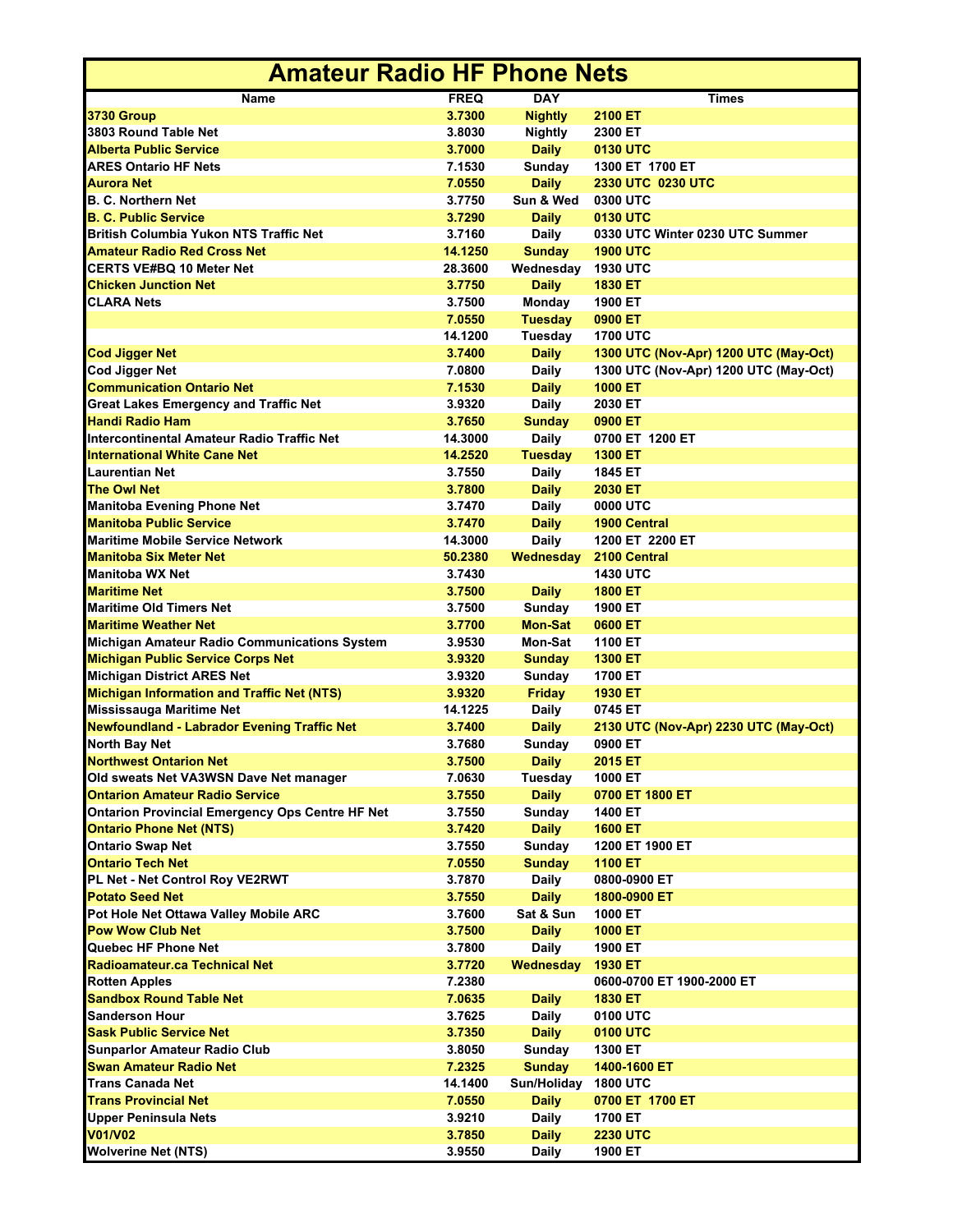# Amateur Radio HF Phone Nets

| Name | FREQ | DAY | Times |
| --- | --- | --- | --- |
| 3730 Group | 3.7300 | Nightly | 2100 ET |
| 3803 Round Table Net | 3.8030 | Nightly | 2300 ET |
| Alberta Public Service | 3.7000 | Daily | 0130 UTC |
| ARES Ontario HF Nets | 7.1530 | Sunday | 1300 ET 1700 ET |
| Aurora Net | 7.0550 | Daily | 2330 UTC 0230 UTC |
| B. C. Northern Net | 3.7750 | Sun & Wed | 0300 UTC |
| B. C. Public Service | 3.7290 | Daily | 0130 UTC |
| British Columbia Yukon NTS Traffic Net | 3.7160 | Daily | 0330 UTC Winter 0230 UTC Summer |
| Amateur Radio Red Cross Net | 14.1250 | Sunday | 1900 UTC |
| CERTS VE#BQ 10 Meter Net | 28.3600 | Wednesday | 1930 UTC |
| Chicken Junction Net | 3.7750 | Daily | 1830 ET |
| CLARA Nets | 3.7500 | Monday | 1900 ET |
| | 7.0550 | Tuesday | 0900 ET |
| | 14.1200 | Tuesday | 1700 UTC |
| Cod Jigger Net | 3.7400 | Daily | 1300 UTC (Nov-Apr) 1200 UTC (May-Oct) |
| Cod Jigger Net | 7.0800 | Daily | 1300 UTC (Nov-Apr) 1200 UTC (May-Oct) |
| Communication Ontario Net | 7.1530 | Daily | 1000 ET |
| Great Lakes Emergency and Traffic Net | 3.9320 | Daily | 2030 ET |
| Handi Radio Ham | 3.7650 | Sunday | 0900 ET |
| Intercontinental Amateur Radio Traffic Net | 14.3000 | Daily | 0700 ET 1200 ET |
| International White Cane Net | 14.2520 | Tuesday | 1300 ET |
| Laurentian Net | 3.7550 | Daily | 1845 ET |
| The Owl Net | 3.7800 | Daily | 2030 ET |
| Manitoba Evening Phone Net | 3.7470 | Daily | 0000 UTC |
| Manitoba Public Service | 3.7470 | Daily | 1900 Central |
| Maritime Mobile Service Network | 14.3000 | Daily | 1200 ET 2200 ET |
| Manitoba Six Meter Net | 50.2380 | Wednesday | 2100 Central |
| Manitoba WX Net | 3.7430 | | 1430 UTC |
| Maritime Net | 3.7500 | Daily | 1800 ET |
| Maritime Old Timers Net | 3.7500 | Sunday | 1900 ET |
| Maritime Weather Net | 3.7700 | Mon-Sat | 0600 ET |
| Michigan Amateur Radio Communications System | 3.9530 | Mon-Sat | 1100 ET |
| Michigan Public Service Corps Net | 3.9320 | Sunday | 1300 ET |
| Michigan District ARES Net | 3.9320 | Sunday | 1700 ET |
| Michigan Information and Traffic Net (NTS) | 3.9320 | Friday | 1930 ET |
| Mississauga Maritime Net | 14.1225 | Daily | 0745 ET |
| Newfoundland - Labrador Evening Traffic Net | 3.7400 | Daily | 2130 UTC (Nov-Apr) 2230 UTC (May-Oct) |
| North Bay Net | 3.7680 | Sunday | 0900 ET |
| Northwest Ontarion Net | 3.7500 | Daily | 2015 ET |
| Old sweats Net VA3WSN Dave Net manager | 7.0630 | Tuesday | 1000 ET |
| Ontarion Amateur Radio Service | 3.7550 | Daily | 0700 ET 1800 ET |
| Ontarion Provincial Emergency Ops Centre HF Net | 3.7550 | Sunday | 1400 ET |
| Ontario Phone Net (NTS) | 3.7420 | Daily | 1600 ET |
| Ontario Swap Net | 3.7550 | Sunday | 1200 ET 1900 ET |
| Ontario Tech Net | 7.0550 | Sunday | 1100 ET |
| PL Net - Net Control Roy VE2RWT | 3.7870 | Daily | 0800-0900 ET |
| Potato Seed Net | 3.7550 | Daily | 1800-0900 ET |
| Pot Hole Net Ottawa Valley Mobile ARC | 3.7600 | Sat & Sun | 1000 ET |
| Pow Wow Club Net | 3.7500 | Daily | 1000 ET |
| Quebec HF Phone Net | 3.7800 | Daily | 1900 ET |
| Radioamateur.ca Technical Net | 3.7720 | Wednesday | 1930 ET |
| Rotten Apples | 7.2380 | | 0600-0700 ET 1900-2000 ET |
| Sandbox Round Table Net | 7.0635 | Daily | 1830 ET |
| Sanderson Hour | 3.7625 | Daily | 0100 UTC |
| Sask Public Service Net | 3.7350 | Daily | 0100 UTC |
| Sunparlor Amateur Radio Club | 3.8050 | Sunday | 1300 ET |
| Swan Amateur Radio Net | 7.2325 | Sunday | 1400-1600 ET |
| Trans Canada Net | 14.1400 | Sun/Holiday | 1800 UTC |
| Trans Provincial Net | 7.0550 | Daily | 0700 ET 1700 ET |
| Upper Peninsula Nets | 3.9210 | Daily | 1700 ET |
| V01/V02 | 3.7850 | Daily | 2230 UTC |
| Wolverine Net (NTS) | 3.9550 | Daily | 1900 ET |